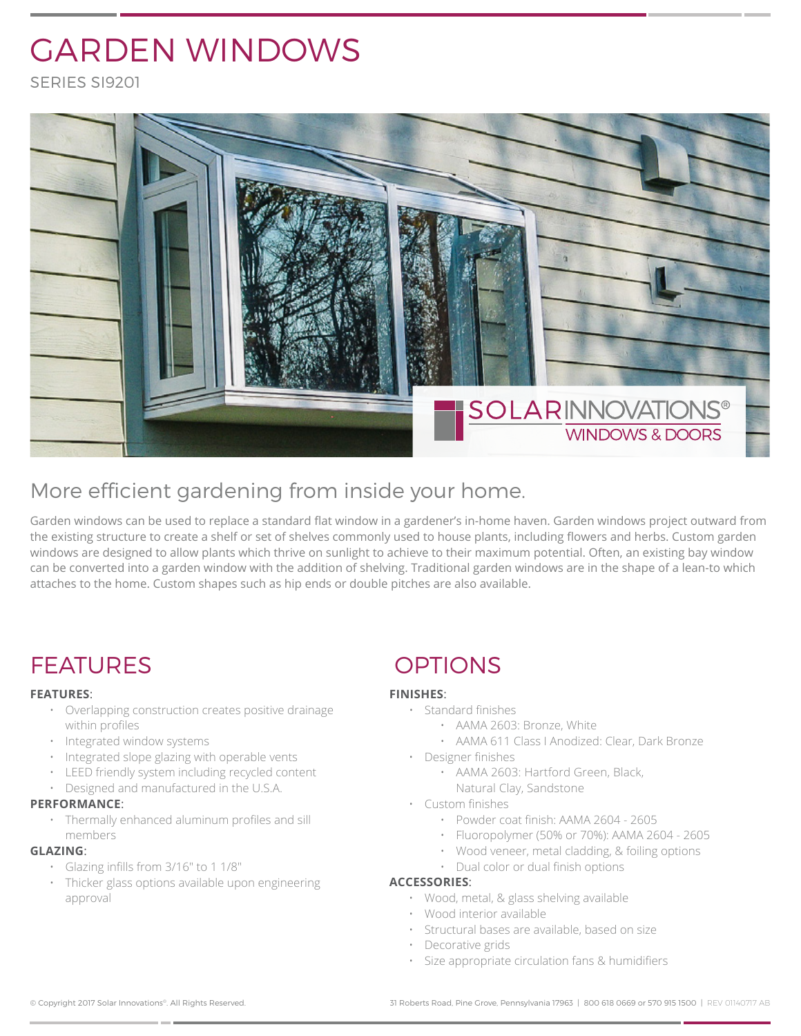# GARDEN WINDOWS

SERIES SI9201

## More efficient gardening from inside your home.

Garden windows can be used to replace a standard flat window in a gardener's in-home haven. Garden windows project outward from the existing structure to create a shelf or set of shelves commonly used to house plants, including flowers and herbs. Custom garden windows are designed to allow plants which thrive on sunlight to achieve to their maximum potential. Often, an existing bay window can be converted into a garden window with the addition of shelving. Traditional garden windows are in the shape of a lean-to which attaches to the home. Custom shapes such as hip ends or double pitches are also available.

## FEATURES

**FEATURES**:

- Overlapping construction creates positive drainage within profiles
- Integrated window systems
- Integrated slope glazing with operable vents
- LEED friendly system including recycled content
- Designed and manufactured in the U.S.A.

**PERFORMANCE**:

- Thermally enhanced aluminum profiles and sill members

**GLAZING**:

- Glazing infills from 3/16" to 1 1/8"
- Thicker glass options available upon engineering approval

## OPTIONS

**FINISHES**:

- Standard finishes
  - AAMA 2603: Bronze, White
  - AAMA 611 Class I Anodized: Clear, Dark Bronze
- Designer finishes
  - AAMA 2603: Hartford Green, Black, Natural Clay, Sandstone
- Custom finishes
  - Powder coat finish: AAMA 2604 - 2605
  - Fluoropolymer (50% or 70%): AAMA 2604 - 2605
  - Wood veneer, metal cladding, & foiling options
  - Dual color or dual finish options

**ACCESSORIES**:

- Wood, metal, & glass shelving available
- Wood interior available
- Structural bases are available, based on size
- Decorative grids
- Size appropriate circulation fans & humidifiers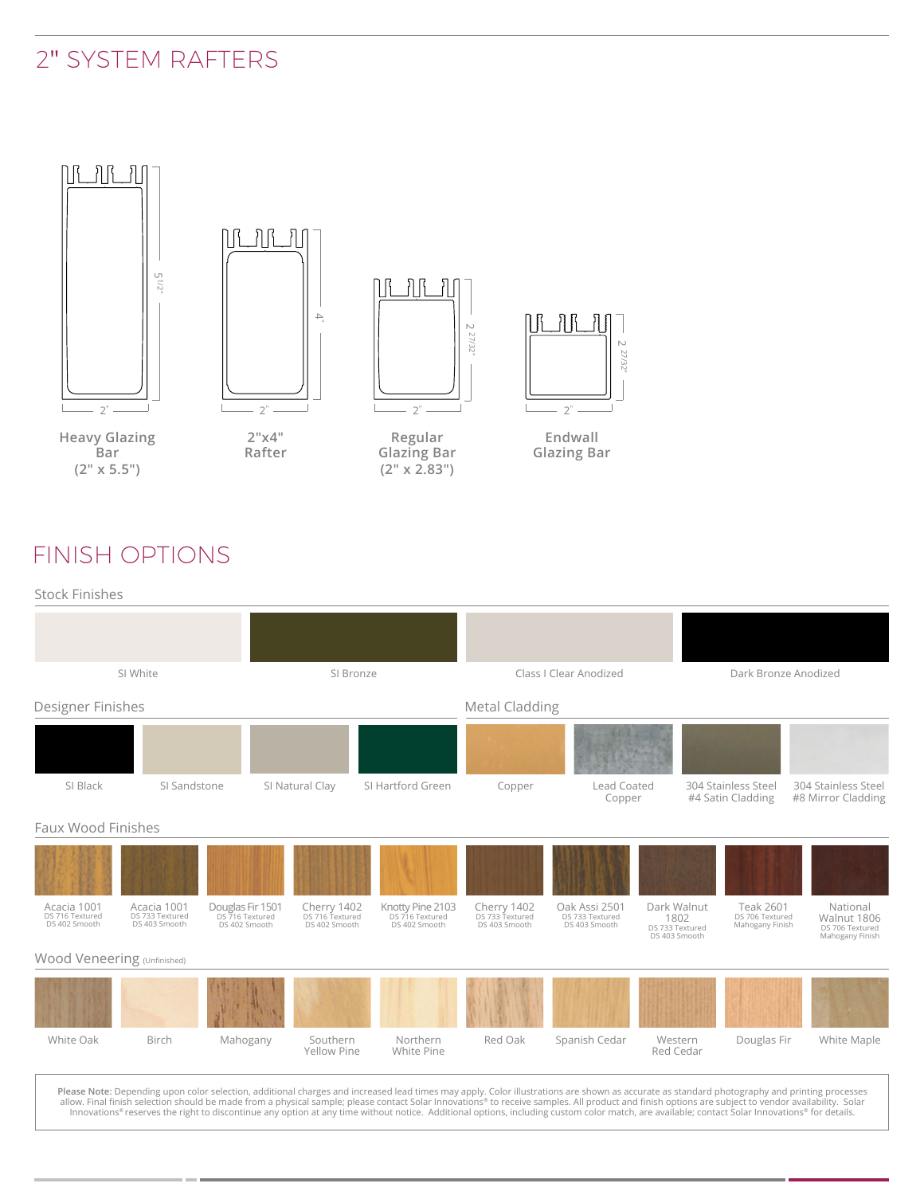# 2" SYSTEM RAFTERS

Heavy Glazing Bar (2" x 5.5")

2"x4" Rafter

Regular Glazing Bar (2" x 2.83")

Endwall Glazing Bar

# FINISH OPTIONS

## Stock Finishes

- SI White
- SI Bronze
- Class I Clear Anodized
- Dark Bronze Anodized

## Designer Finishes

- SI Black
- SI Sandstone
- SI Natural Clay
- SI Hartford Green

## Metal Cladding

- Copper
- Lead Coated Copper
- 304 Stainless Steel #4 Satin Cladding
- 304 Stainless Steel #8 Mirror Cladding

## Faux Wood Finishes

- Acacia 1001 — DS 716 Textured, DS 402 Smooth
- Acacia 1001 — DS 733 Textured, DS 403 Smooth
- Douglas Fir 1501 — DS 716 Textured, DS 402 Smooth
- Cherry 1402 — DS 716 Textured, DS 402 Smooth
- Knotty Pine 2103 — DS 716 Textured, DS 402 Smooth
- Cherry 1402 — DS 733 Textured, DS 403 Smooth
- Oak Assi 2501 — DS 733 Textured, DS 403 Smooth
- Dark Walnut 1802 — DS 733 Textured, DS 403 Smooth
- Teak 2601 — DS 706 Textured, Mahogany Finish
- National Walnut 1806 — DS 706 Textured, Mahogany Finish

## Wood Veneering (Unfinished)

- White Oak
- Birch
- Mahogany
- Southern Yellow Pine
- Northern White Pine
- Red Oak
- Spanish Cedar
- Western Red Cedar
- Douglas Fir
- White Maple

**Please Note:** Depending upon color selection, additional charges and increased lead times may apply. Color illustrations are shown as accurate as standard photography and printing processes allow. Final finish selection should be made from a physical sample; please contact Solar Innovations® to receive samples. All product and finish options are subject to vendor availability. Solar Innovations® reserves the right to discontinue any option at any time without notice. Additional options, including custom color match, are available; contact Solar Innovations® for details.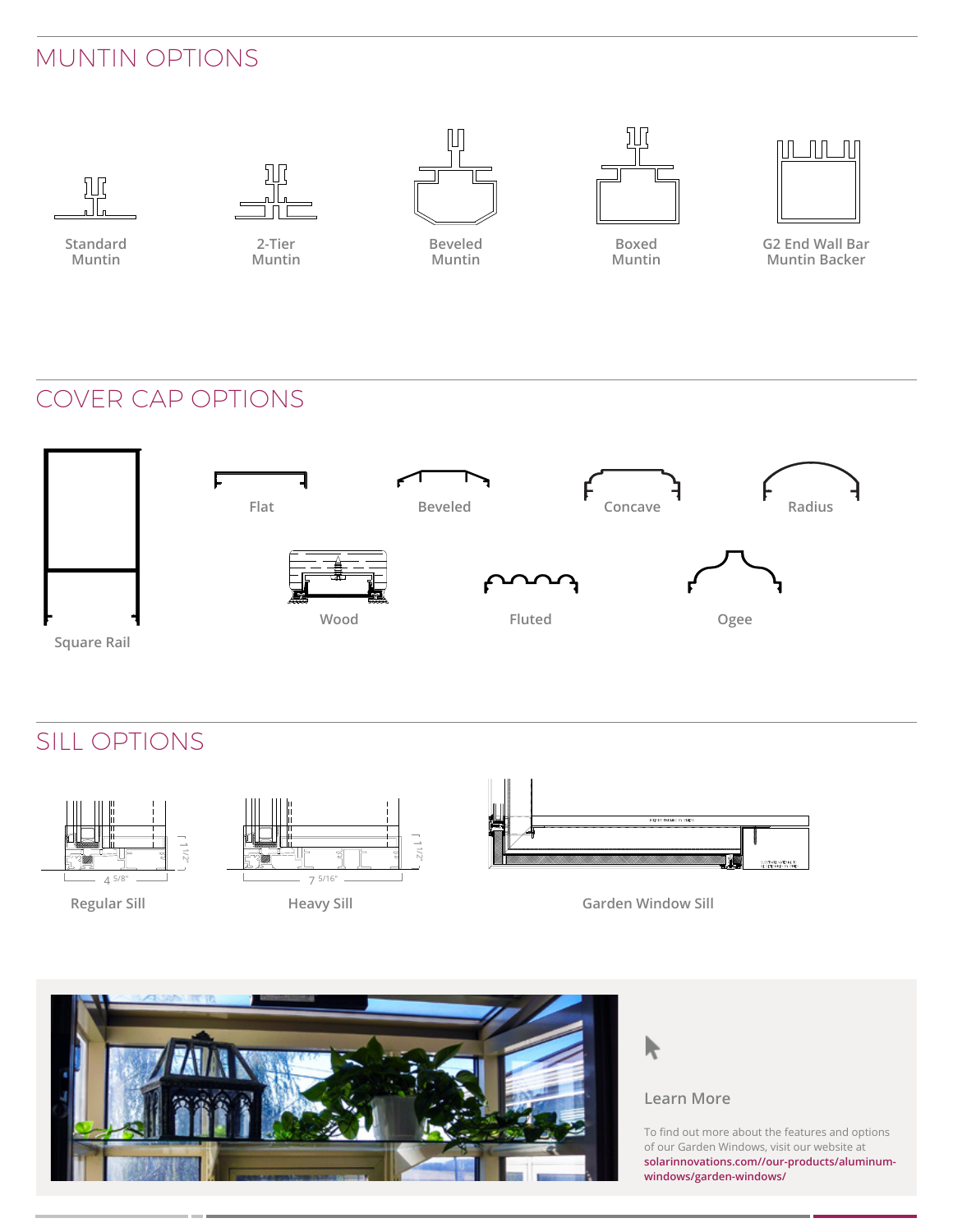## MUNTIN OPTIONS

Standard Muntin

2-Tier Muntin

Beveled Muntin

Boxed Muntin

G2 End Wall Bar Muntin Backer

## COVER CAP OPTIONS

Square Rail

Flat

Beveled

Concave

Radius

Wood

Fluted

Ogee

## SILL OPTIONS

4 5/8"

1 1/2"

Regular Sill

7 5/16"

1 1/2"

Heavy Sill

Garden Window Sill

### Learn More

To find out more about the features and options of our Garden Windows, visit our website at solarinnovations.com//our-products/aluminum-windows/garden-windows/